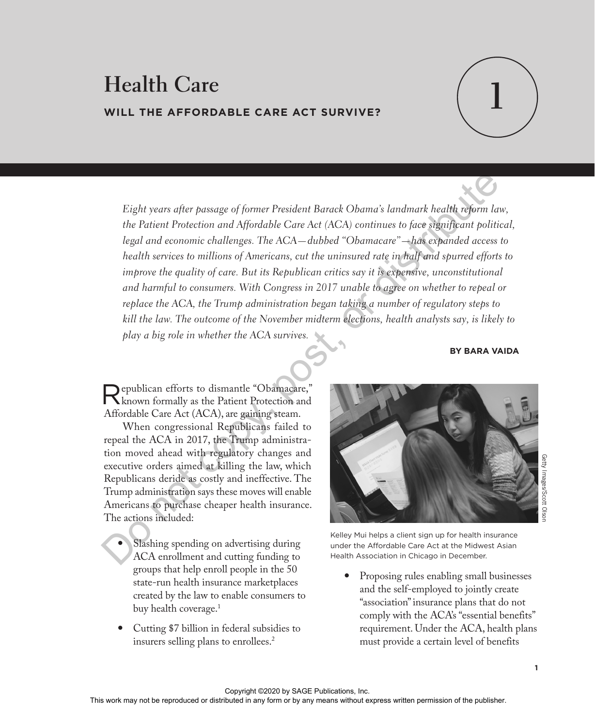# Health Care

## WILL THE AFFORDABLE CARE ACT SURVIVE?

1

*Eight years after passage of former President Barack Obama's landmark health reform law, the Patient Protection and Affordable Care Act (ACA) continues to face significant political, legal and economic challenges. The ACA—dubbed "Obamacare"—has expanded access to health services to millions of Americans, cut the uninsured rate in half and spurred efforts to improve the quality of care. But its Republican critics say it is expensive, unconstitutional and harmful to consumers. With Congress in 2017 unable to agree on whether to repeal or replace the ACA, the Trump administration began taking a number of regulatory steps to kill the law. The outcome of the November midterm elections, health analysts say, is likely to play a big role in whether the ACA survives.*

**BY BARA VAIDA**

Republican efforts to dismantle "Obamacare," known formally as the Patient Protection and Affordable Care Act (ACA), are gaining steam.

When congressional Republicans failed to repeal the ACA in 2017, the Trump administration moved ahead with regulatory changes and executive orders aimed at killing the law, which Republicans deride as costly and ineffective. The Trump administration says these moves will enable Americans to purchase cheaper health insurance. The actions included:

- Slashing spending on advertising during ACA enrollment and cutting funding to groups that help enroll people in the 50 state-run health insurance marketplaces created by the law to enable consumers to buy health coverage.[1]
- Cutting $7 billion in federal subsidies to insurers selling plans to enrollees.[2]

Getty Images/Scott Olson

Kelley Mui helps a client sign up for health insurance under the Affordable Care Act at the Midwest Asian Health Association in Chicago in December.

- Proposing rules enabling small businesses and the self-employed to jointly create "association" insurance plans that do not comply with the ACA's "essential benefits" requirement. Under the ACA, health plans must provide a certain level of benefits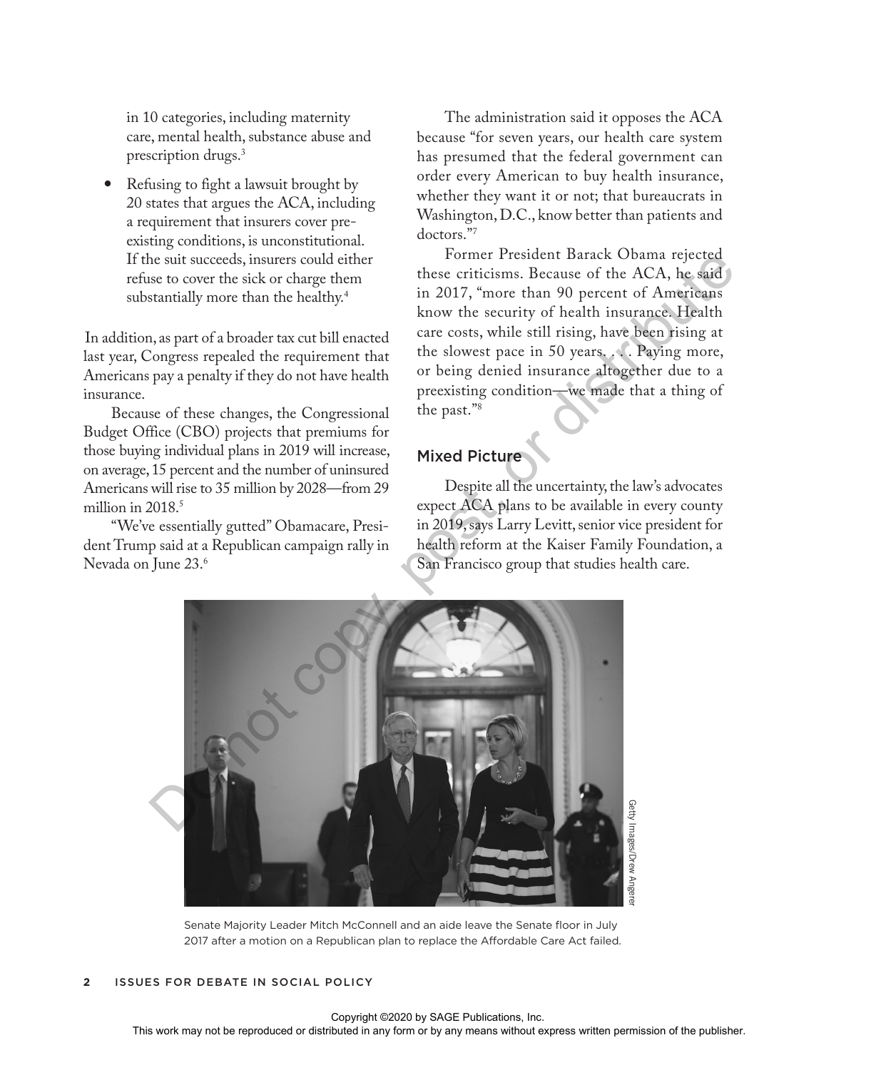in 10 categories, including maternity care, mental health, substance abuse and prescription drugs.[3]

- Refusing to fight a lawsuit brought by 20 states that argues the ACA, including a requirement that insurers cover pre-existing conditions, is unconstitutional. If the suit succeeds, insurers could either refuse to cover the sick or charge them substantially more than the healthy.[4]

In addition, as part of a broader tax cut bill enacted last year, Congress repealed the requirement that Americans pay a penalty if they do not have health insurance.

Because of these changes, the Congressional Budget Office (CBO) projects that premiums for those buying individual plans in 2019 will increase, on average, 15 percent and the number of uninsured Americans will rise to 35 million by 2028—from 29 million in 2018.[5]

"We've essentially gutted" Obamacare, President Trump said at a Republican campaign rally in Nevada on June 23.[6]

The administration said it opposes the ACA because "for seven years, our health care system has presumed that the federal government can order every American to buy health insurance, whether they want it or not; that bureaucrats in Washington, D.C., know better than patients and doctors."[7]

Former President Barack Obama rejected these criticisms. Because of the ACA, he said in 2017, "more than 90 percent of Americans know the security of health insurance. Health care costs, while still rising, have been rising at the slowest pace in 50 years. . . . Paying more, or being denied insurance altogether due to a preexisting condition—we made that a thing of the past."[8]

## Mixed Picture

Despite all the uncertainty, the law's advocates expect ACA plans to be available in every county in 2019, says Larry Levitt, senior vice president for health reform at the Kaiser Family Foundation, a San Francisco group that studies health care.

Getty Images/Drew Angerer

Senate Majority Leader Mitch McConnell and an aide leave the Senate floor in July 2017 after a motion on a Republican plan to replace the Affordable Care Act failed.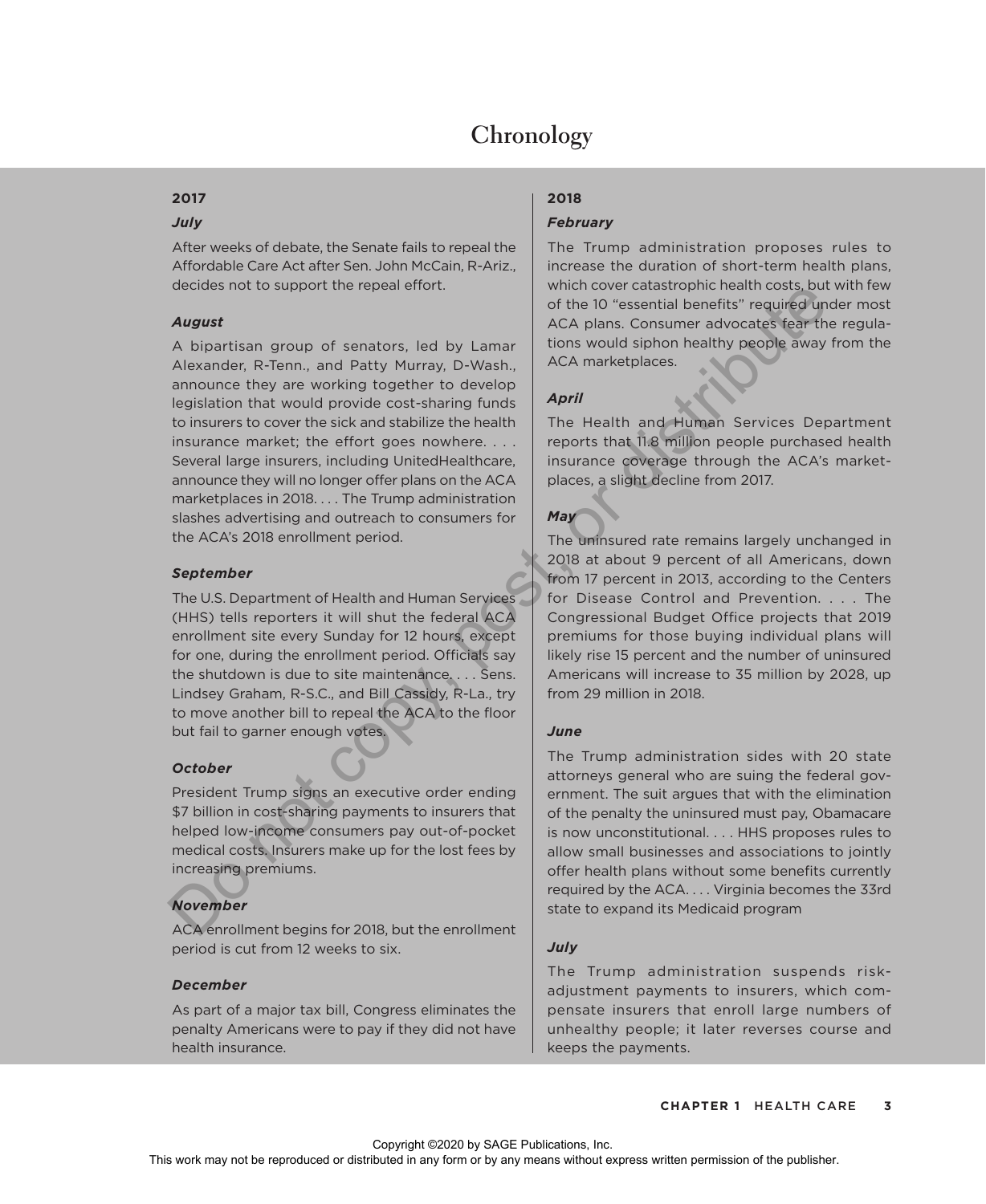# Chronology

## 2017

### *July*

After weeks of debate, the Senate fails to repeal the Affordable Care Act after Sen. John McCain, R-Ariz., decides not to support the repeal effort.

### *August*

A bipartisan group of senators, led by Lamar Alexander, R-Tenn., and Patty Murray, D-Wash., announce they are working together to develop legislation that would provide cost-sharing funds to insurers to cover the sick and stabilize the health insurance market; the effort goes nowhere. . . . Several large insurers, including UnitedHealthcare, announce they will no longer offer plans on the ACA marketplaces in 2018. . . . The Trump administration slashes advertising and outreach to consumers for the ACA's 2018 enrollment period.

### *September*

The U.S. Department of Health and Human Services (HHS) tells reporters it will shut the federal ACA enrollment site every Sunday for 12 hours, except for one, during the enrollment period. Officials say the shutdown is due to site maintenance. . . . Sens. Lindsey Graham, R-S.C., and Bill Cassidy, R-La., try to move another bill to repeal the ACA to the floor but fail to garner enough votes.

### *October*

President Trump signs an executive order ending $7 billion in cost-sharing payments to insurers that helped low-income consumers pay out-of-pocket medical costs. Insurers make up for the lost fees by increasing premiums.

### *November*

ACA enrollment begins for 2018, but the enrollment period is cut from 12 weeks to six.

### *December*

As part of a major tax bill, Congress eliminates the penalty Americans were to pay if they did not have health insurance.

## 2018

### *February*

The Trump administration proposes rules to increase the duration of short-term health plans, which cover catastrophic health costs, but with few of the 10 "essential benefits" required under most ACA plans. Consumer advocates fear the regulations would siphon healthy people away from the ACA marketplaces.

### *April*

The Health and Human Services Department reports that 11.8 million people purchased health insurance coverage through the ACA's marketplaces, a slight decline from 2017.

### *May*

The uninsured rate remains largely unchanged in 2018 at about 9 percent of all Americans, down from 17 percent in 2013, according to the Centers for Disease Control and Prevention. . . . The Congressional Budget Office projects that 2019 premiums for those buying individual plans will likely rise 15 percent and the number of uninsured Americans will increase to 35 million by 2028, up from 29 million in 2018.

### *June*

The Trump administration sides with 20 state attorneys general who are suing the federal government. The suit argues that with the elimination of the penalty the uninsured must pay, Obamacare is now unconstitutional. . . . HHS proposes rules to allow small businesses and associations to jointly offer health plans without some benefits currently required by the ACA. . . . Virginia becomes the 33rd state to expand its Medicaid program

### *July*

The Trump administration suspends risk-adjustment payments to insurers, which compensate insurers that enroll large numbers of unhealthy people; it later reverses course and keeps the payments.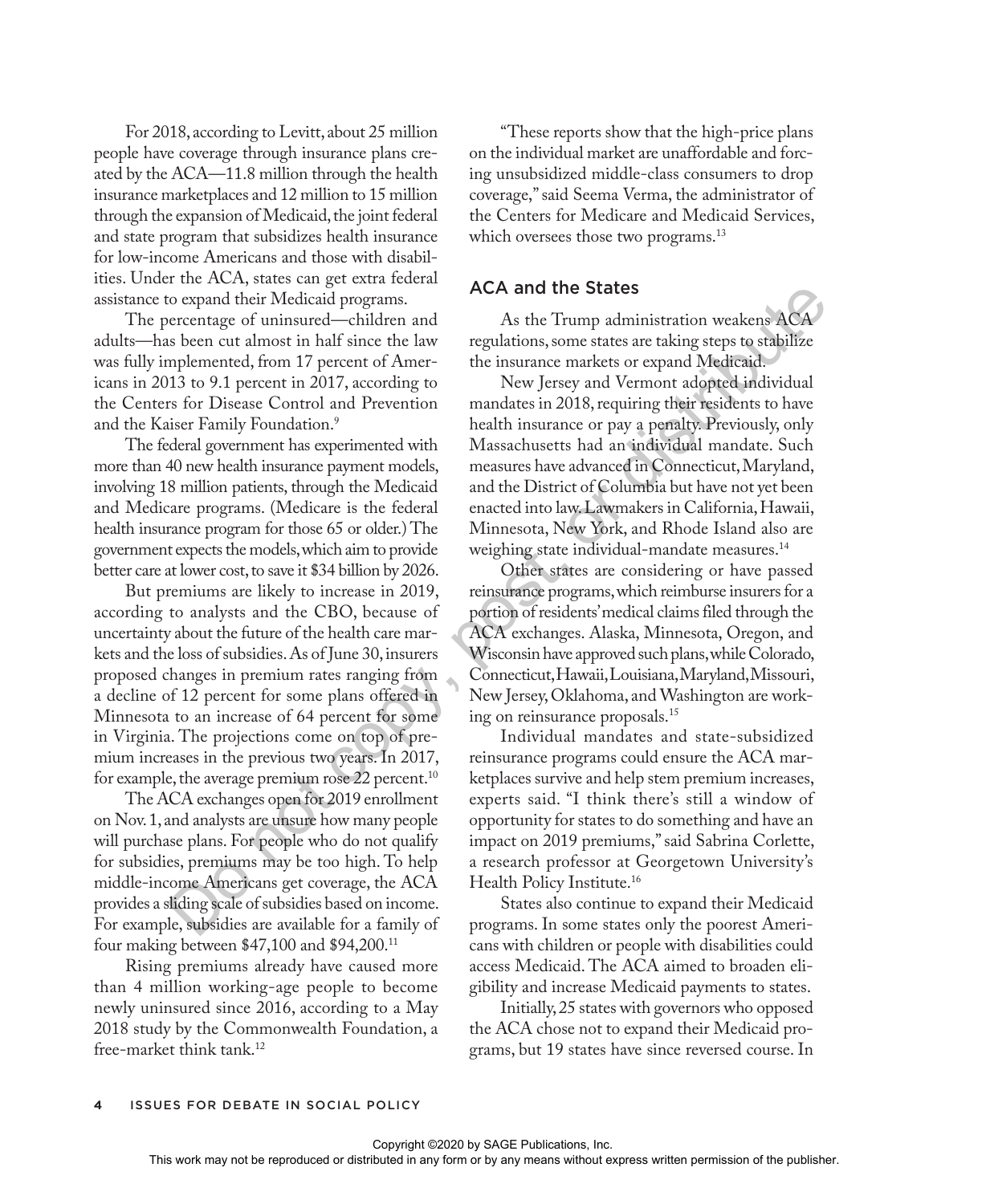For 2018, according to Levitt, about 25 million people have coverage through insurance plans created by the ACA—11.8 million through the health insurance marketplaces and 12 million to 15 million through the expansion of Medicaid, the joint federal and state program that subsidizes health insurance for low-income Americans and those with disabilities. Under the ACA, states can get extra federal assistance to expand their Medicaid programs.

The percentage of uninsured—children and adults—has been cut almost in half since the law was fully implemented, from 17 percent of Americans in 2013 to 9.1 percent in 2017, according to the Centers for Disease Control and Prevention and the Kaiser Family Foundation.[9]

The federal government has experimented with more than 40 new health insurance payment models, involving 18 million patients, through the Medicaid and Medicare programs. (Medicare is the federal health insurance program for those 65 or older.) The government expects the models, which aim to provide better care at lower cost, to save it $34 billion by 2026.

But premiums are likely to increase in 2019, according to analysts and the CBO, because of uncertainty about the future of the health care markets and the loss of subsidies. As of June 30, insurers proposed changes in premium rates ranging from a decline of 12 percent for some plans offered in Minnesota to an increase of 64 percent for some in Virginia. The projections come on top of premium increases in the previous two years. In 2017, for example, the average premium rose 22 percent.[10]

The ACA exchanges open for 2019 enrollment on Nov. 1, and analysts are unsure how many people will purchase plans. For people who do not qualify for subsidies, premiums may be too high. To help middle-income Americans get coverage, the ACA provides a sliding scale of subsidies based on income. For example, subsidies are available for a family of four making between $47,100 and $94,200.[11]

Rising premiums already have caused more than 4 million working-age people to become newly uninsured since 2016, according to a May 2018 study by the Commonwealth Foundation, a free-market think tank.[12]

"These reports show that the high-price plans on the individual market are unaffordable and forcing unsubsidized middle-class consumers to drop coverage," said Seema Verma, the administrator of the Centers for Medicare and Medicaid Services, which oversees those two programs.[13]

## ACA and the States

As the Trump administration weakens ACA regulations, some states are taking steps to stabilize the insurance markets or expand Medicaid.

New Jersey and Vermont adopted individual mandates in 2018, requiring their residents to have health insurance or pay a penalty. Previously, only Massachusetts had an individual mandate. Such measures have advanced in Connecticut, Maryland, and the District of Columbia but have not yet been enacted into law. Lawmakers in California, Hawaii, Minnesota, New York, and Rhode Island also are weighing state individual-mandate measures.[14]

Other states are considering or have passed reinsurance programs, which reimburse insurers for a portion of residents' medical claims filed through the ACA exchanges. Alaska, Minnesota, Oregon, and Wisconsin have approved such plans, while Colorado, Connecticut, Hawaii, Louisiana, Maryland, Missouri, New Jersey, Oklahoma, and Washington are working on reinsurance proposals.[15]

Individual mandates and state-subsidized reinsurance programs could ensure the ACA marketplaces survive and help stem premium increases, experts said. "I think there's still a window of opportunity for states to do something and have an impact on 2019 premiums," said Sabrina Corlette, a research professor at Georgetown University's Health Policy Institute.[16]

States also continue to expand their Medicaid programs. In some states only the poorest Americans with children or people with disabilities could access Medicaid. The ACA aimed to broaden eligibility and increase Medicaid payments to states.

Initially, 25 states with governors who opposed the ACA chose not to expand their Medicaid programs, but 19 states have since reversed course. In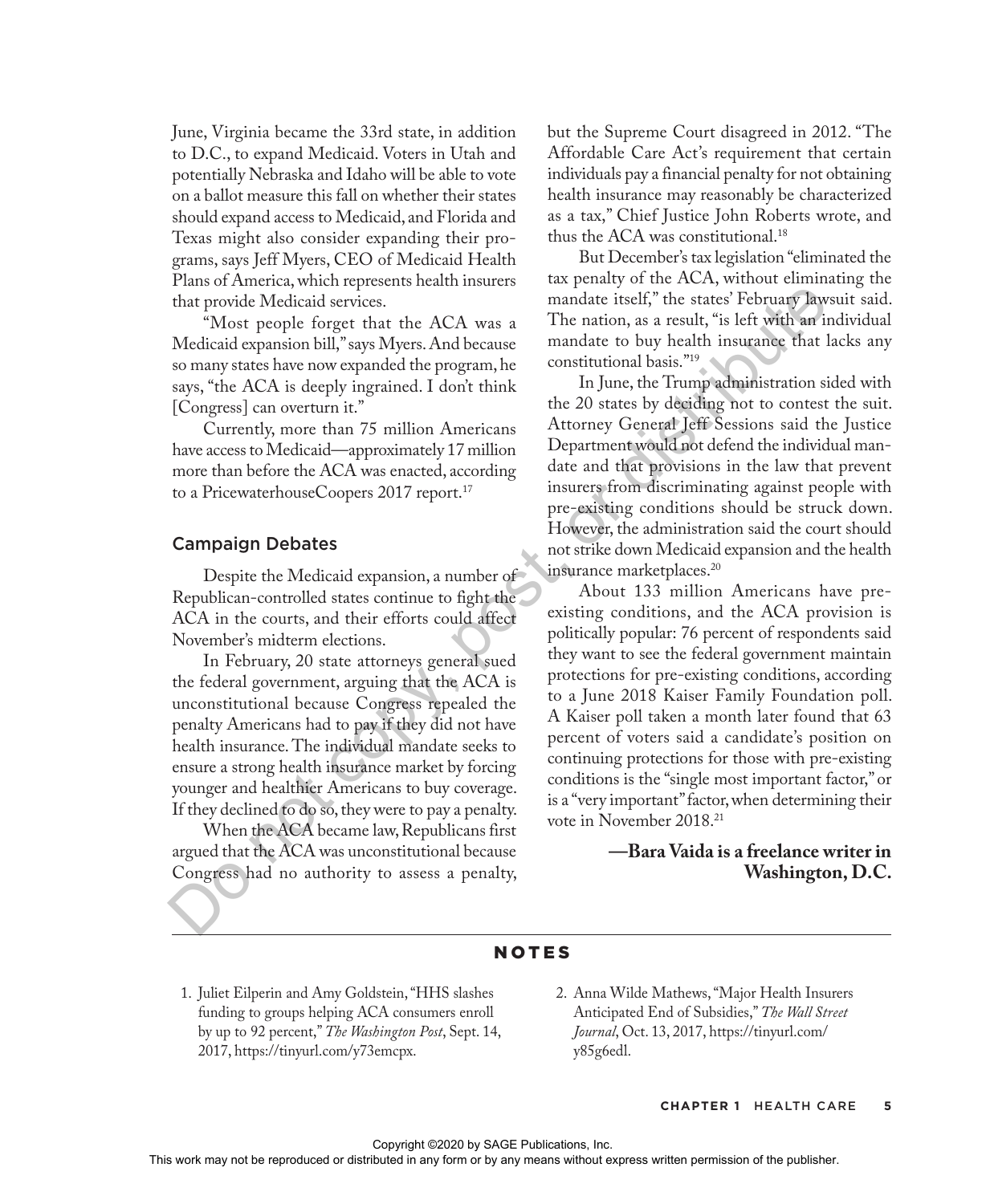June, Virginia became the 33rd state, in addition to D.C., to expand Medicaid. Voters in Utah and potentially Nebraska and Idaho will be able to vote on a ballot measure this fall on whether their states should expand access to Medicaid, and Florida and Texas might also consider expanding their programs, says Jeff Myers, CEO of Medicaid Health Plans of America, which represents health insurers that provide Medicaid services.

"Most people forget that the ACA was a Medicaid expansion bill," says Myers. And because so many states have now expanded the program, he says, "the ACA is deeply ingrained. I don't think [Congress] can overturn it."

Currently, more than 75 million Americans have access to Medicaid—approximately 17 million more than before the ACA was enacted, according to a PricewaterhouseCoopers 2017 report.[17]

## Campaign Debates

Despite the Medicaid expansion, a number of Republican-controlled states continue to fight the ACA in the courts, and their efforts could affect November's midterm elections.

In February, 20 state attorneys general sued the federal government, arguing that the ACA is unconstitutional because Congress repealed the penalty Americans had to pay if they did not have health insurance. The individual mandate seeks to ensure a strong health insurance market by forcing younger and healthier Americans to buy coverage. If they declined to do so, they were to pay a penalty.

When the ACA became law, Republicans first argued that the ACA was unconstitutional because Congress had no authority to assess a penalty, but the Supreme Court disagreed in 2012. "The Affordable Care Act's requirement that certain individuals pay a financial penalty for not obtaining health insurance may reasonably be characterized as a tax," Chief Justice John Roberts wrote, and thus the ACA was constitutional.[18]

But December's tax legislation "eliminated the tax penalty of the ACA, without eliminating the mandate itself," the states' February lawsuit said. The nation, as a result, "is left with an individual mandate to buy health insurance that lacks any constitutional basis."[19]

In June, the Trump administration sided with the 20 states by deciding not to contest the suit. Attorney General Jeff Sessions said the Justice Department would not defend the individual mandate and that provisions in the law that prevent insurers from discriminating against people with pre-existing conditions should be struck down. However, the administration said the court should not strike down Medicaid expansion and the health insurance marketplaces.[20]

About 133 million Americans have pre-existing conditions, and the ACA provision is politically popular: 76 percent of respondents said they want to see the federal government maintain protections for pre-existing conditions, according to a June 2018 Kaiser Family Foundation poll. A Kaiser poll taken a month later found that 63 percent of voters said a candidate's position on continuing protections for those with pre-existing conditions is the "single most important factor," or is a "very important" factor, when determining their vote in November 2018.[21]

**—Bara Vaida is a freelance writer in Washington, D.C.**

## NOTES

1. Juliet Eilperin and Amy Goldstein, "HHS slashes funding to groups helping ACA consumers enroll by up to 92 percent," *The Washington Post*, Sept. 14, 2017, https://tinyurl.com/y73emcpx.
2. Anna Wilde Mathews, "Major Health Insurers Anticipated End of Subsidies," *The Wall Street Journal*, Oct. 13, 2017, https://tinyurl.com/y85g6edl.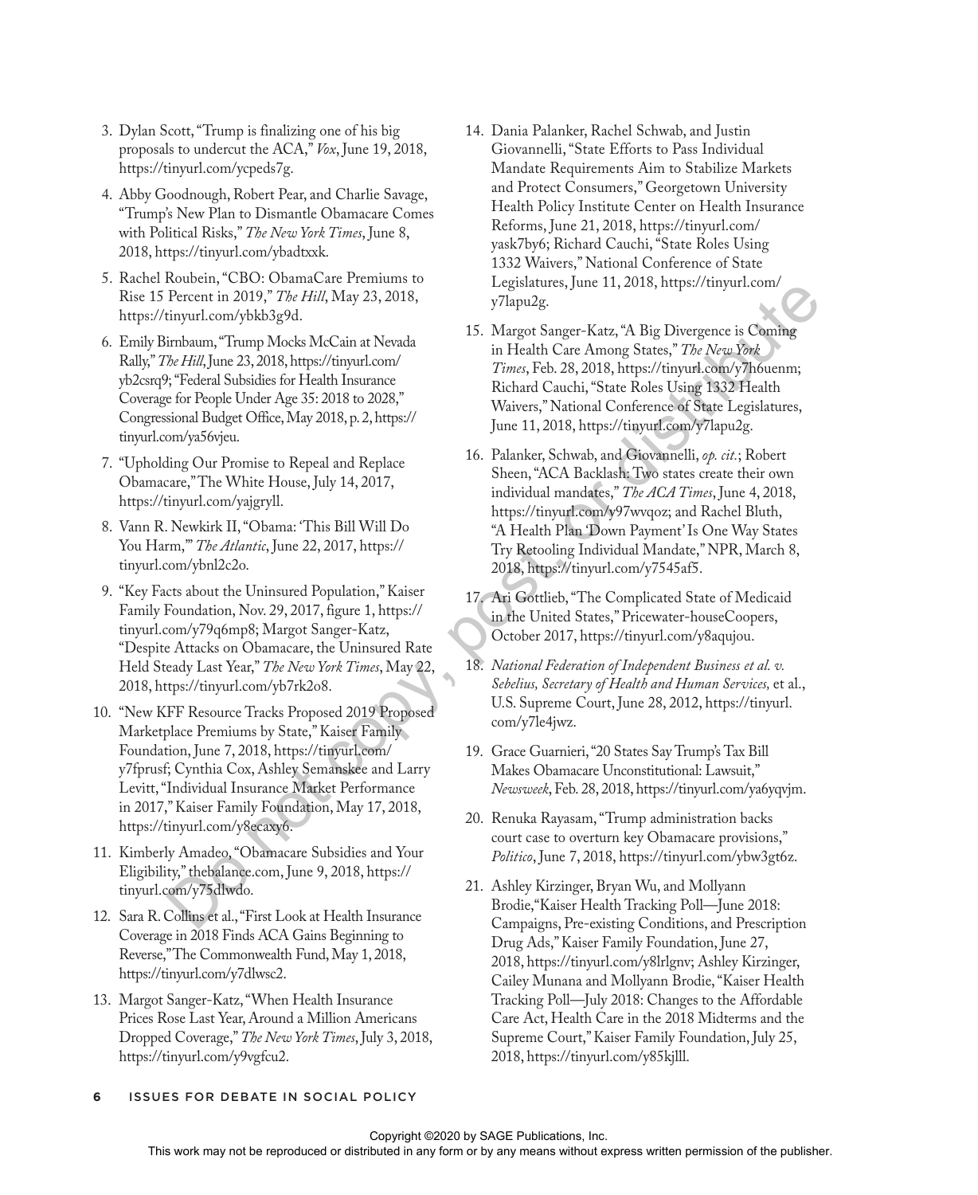3. Dylan Scott, "Trump is finalizing one of his big proposals to undercut the ACA," *Vox*, June 19, 2018, https://tinyurl.com/ycpeds7g.
4. Abby Goodnough, Robert Pear, and Charlie Savage, "Trump's New Plan to Dismantle Obamacare Comes with Political Risks," *The New York Times*, June 8, 2018, https://tinyurl.com/ybadtxxk.
5. Rachel Roubein, "CBO: ObamaCare Premiums to Rise 15 Percent in 2019," *The Hill*, May 23, 2018, https://tinyurl.com/ybkb3g9d.
6. Emily Birnbaum, "Trump Mocks McCain at Nevada Rally," *The Hill*, June 23, 2018, https://tinyurl.com/yb2csrq9; "Federal Subsidies for Health Insurance Coverage for People Under Age 35: 2018 to 2028," Congressional Budget Office, May 2018, p. 2, https://tinyurl.com/ya56vjeu.
7. "Upholding Our Promise to Repeal and Replace Obamacare," The White House, July 14, 2017, https://tinyurl.com/yajgryll.
8. Vann R. Newkirk II, "Obama: 'This Bill Will Do You Harm,'" *The Atlantic*, June 22, 2017, https://tinyurl.com/ybnl2c2o.
9. "Key Facts about the Uninsured Population," Kaiser Family Foundation, Nov. 29, 2017, figure 1, https://tinyurl.com/y79q6mp8; Margot Sanger-Katz, "Despite Attacks on Obamacare, the Uninsured Rate Held Steady Last Year," *The New York Times*, May 22, 2018, https://tinyurl.com/yb7rk2o8.
10. "New KFF Resource Tracks Proposed 2019 Proposed Marketplace Premiums by State," Kaiser Family Foundation, June 7, 2018, https://tinyurl.com/y7fprusf; Cynthia Cox, Ashley Semanskee and Larry Levitt, "Individual Insurance Market Performance in 2017," Kaiser Family Foundation, May 17, 2018, https://tinyurl.com/y8ecaxy6.
11. Kimberly Amadeo, "Obamacare Subsidies and Your Eligibility," thebalance.com, June 9, 2018, https://tinyurl.com/y75dlwdo.
12. Sara R. Collins et al., "First Look at Health Insurance Coverage in 2018 Finds ACA Gains Beginning to Reverse," The Commonwealth Fund, May 1, 2018, https://tinyurl.com/y7dlwsc2.
13. Margot Sanger-Katz, "When Health Insurance Prices Rose Last Year, Around a Million Americans Dropped Coverage," *The New York Times*, July 3, 2018, https://tinyurl.com/y9vgfcu2.
14. Dania Palanker, Rachel Schwab, and Justin Giovannelli, "State Efforts to Pass Individual Mandate Requirements Aim to Stabilize Markets and Protect Consumers," Georgetown University Health Policy Institute Center on Health Insurance Reforms, June 21, 2018, https://tinyurl.com/yask7by6; Richard Cauchi, "State Roles Using 1332 Waivers," National Conference of State Legislatures, June 11, 2018, https://tinyurl.com/y7lapu2g.
15. Margot Sanger-Katz, "A Big Divergence is Coming in Health Care Among States," *The New York Times*, Feb. 28, 2018, https://tinyurl.com/y7h6uenm; Richard Cauchi, "State Roles Using 1332 Health Waivers," National Conference of State Legislatures, June 11, 2018, https://tinyurl.com/y7lapu2g.
16. Palanker, Schwab, and Giovannelli, *op. cit.*; Robert Sheen, "ACA Backlash: Two states create their own individual mandates," *The ACA Times*, June 4, 2018, https://tinyurl.com/y97wvqoz; and Rachel Bluth, "A Health Plan 'Down Payment' Is One Way States Try Retooling Individual Mandate," NPR, March 8, 2018, https://tinyurl.com/y7545af5.
17. Ari Gottlieb, "The Complicated State of Medicaid in the United States," Pricewater-houseCoopers, October 2017, https://tinyurl.com/y8aqujou.
18. *National Federation of Independent Business et al. v. Sebelius, Secretary of Health and Human Services,* et al., U.S. Supreme Court, June 28, 2012, https://tinyurl.com/y7le4jwz.
19. Grace Guarnieri, "20 States Say Trump's Tax Bill Makes Obamacare Unconstitutional: Lawsuit," *Newsweek*, Feb. 28, 2018, https://tinyurl.com/ya6yqvjm.
20. Renuka Rayasam, "Trump administration backs court case to overturn key Obamacare provisions," *Politico*, June 7, 2018, https://tinyurl.com/ybw3gt6z.
21. Ashley Kirzinger, Bryan Wu, and Mollyann Brodie, "Kaiser Health Tracking Poll—June 2018: Campaigns, Pre-existing Conditions, and Prescription Drug Ads," Kaiser Family Foundation, June 27, 2018, https://tinyurl.com/y8lrlgnv; Ashley Kirzinger, Cailey Munana and Mollyann Brodie, "Kaiser Health Tracking Poll—July 2018: Changes to the Affordable Care Act, Health Care in the 2018 Midterms and the Supreme Court," Kaiser Family Foundation, July 25, 2018, https://tinyurl.com/y85kjlll.